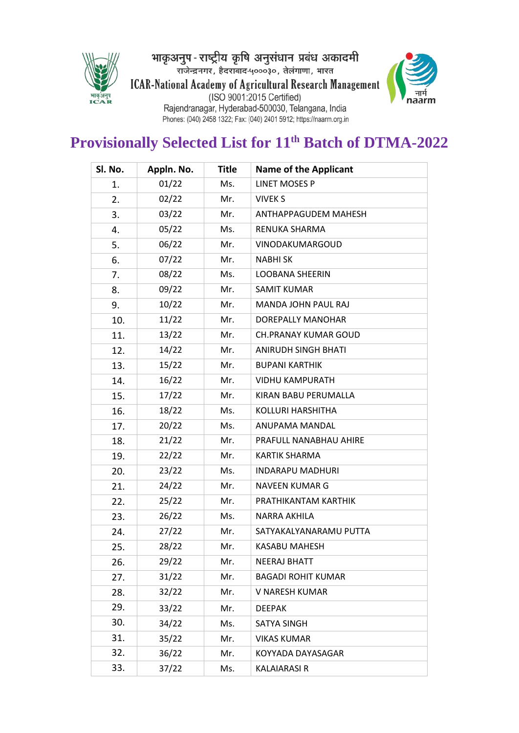भाकृअनुप - राष्ट्रीय कृषि अनुसंधान प्रबंध अकादमी
राजेन्द्रनगर, हैदराबाद-५०००३०, तेलंगाणा, भारत

**ICAR-National Academy of Agricultural Research Management**

(ISO 9001:2015 Certified)

Rajendranagar, Hyderabad-500030, Telangana, India

Phones: (040) 2458 1322; Fax: (040) 2401 5912; https://naarm.org.in

# Provisionally Selected List for 11th Batch of DTMA-2022

| Sl. No. | Appln. No. | Title | Name of the Applicant |
|---|---|---|---|
| 1. | 01/22 | Ms. | LINET MOSES P |
| 2. | 02/22 | Mr. | VIVEK S |
| 3. | 03/22 | Mr. | ANTHAPPAGUDEM MAHESH |
| 4. | 05/22 | Ms. | RENUKA SHARMA |
| 5. | 06/22 | Mr. | VINODAKUMARGOUD |
| 6. | 07/22 | Mr. | NABHI SK |
| 7. | 08/22 | Ms. | LOOBANA SHEERIN |
| 8. | 09/22 | Mr. | SAMIT KUMAR |
| 9. | 10/22 | Mr. | MANDA JOHN PAUL RAJ |
| 10. | 11/22 | Mr. | DOREPALLY MANOHAR |
| 11. | 13/22 | Mr. | CH.PRANAY KUMAR GOUD |
| 12. | 14/22 | Mr. | ANIRUDH SINGH BHATI |
| 13. | 15/22 | Mr. | BUPANI KARTHIK |
| 14. | 16/22 | Mr. | VIDHU KAMPURATH |
| 15. | 17/22 | Mr. | KIRAN BABU PERUMALLA |
| 16. | 18/22 | Ms. | KOLLURI HARSHITHA |
| 17. | 20/22 | Ms. | ANUPAMA MANDAL |
| 18. | 21/22 | Mr. | PRAFULL NANABHAU AHIRE |
| 19. | 22/22 | Mr. | KARTIK SHARMA |
| 20. | 23/22 | Ms. | INDARAPU MADHURI |
| 21. | 24/22 | Mr. | NAVEEN KUMAR G |
| 22. | 25/22 | Mr. | PRATHIKANTAM KARTHIK |
| 23. | 26/22 | Ms. | NARRA AKHILA |
| 24. | 27/22 | Mr. | SATYAKALYANARAMU PUTTA |
| 25. | 28/22 | Mr. | KASABU MAHESH |
| 26. | 29/22 | Mr. | NEERAJ BHATT |
| 27. | 31/22 | Mr. | BAGADI ROHIT KUMAR |
| 28. | 32/22 | Mr. | V NARESH KUMAR |
| 29. | 33/22 | Mr. | DEEPAK |
| 30. | 34/22 | Ms. | SATYA SINGH |
| 31. | 35/22 | Mr. | VIKAS KUMAR |
| 32. | 36/22 | Mr. | KOYYADA DAYASAGAR |
| 33. | 37/22 | Ms. | KALAIARASI R |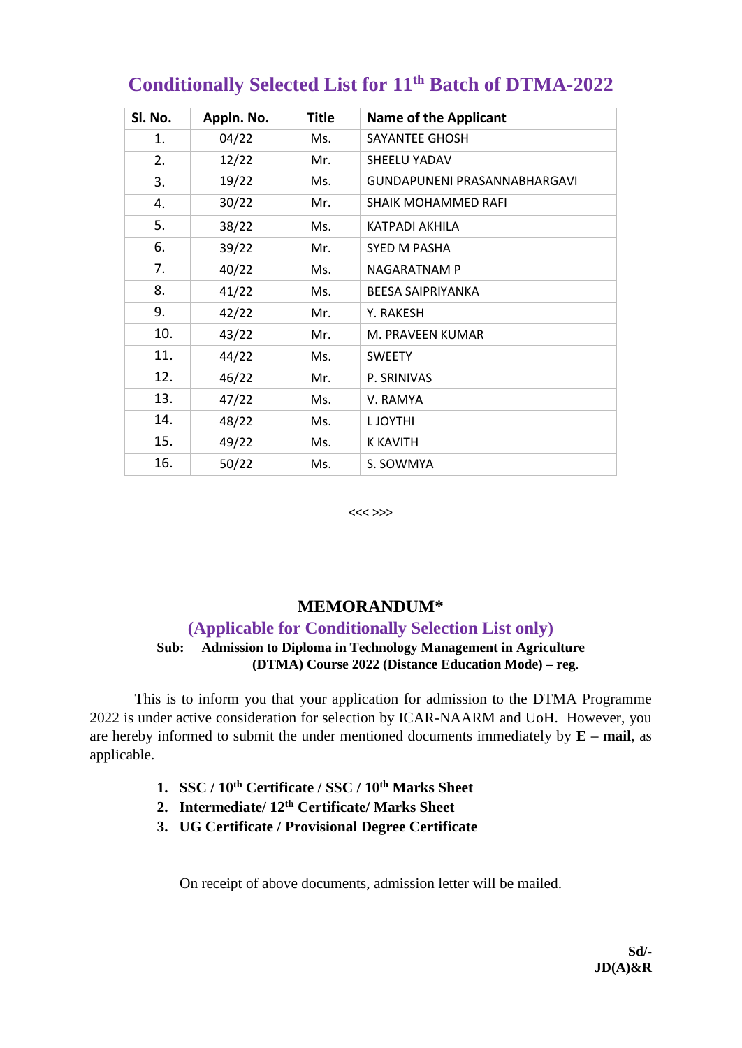# Conditionally Selected List for 11th Batch of DTMA-2022

| Sl. No. | Appln. No. | Title | Name of the Applicant |
|---|---|---|---|
| 1. | 04/22 | Ms. | SAYANTEE GHOSH |
| 2. | 12/22 | Mr. | SHEELU YADAV |
| 3. | 19/22 | Ms. | GUNDAPUNENI PRASANNABHARGAVI |
| 4. | 30/22 | Mr. | SHAIK MOHAMMED RAFI |
| 5. | 38/22 | Ms. | KATPADI AKHILA |
| 6. | 39/22 | Mr. | SYED M PASHA |
| 7. | 40/22 | Ms. | NAGARATNAM P |
| 8. | 41/22 | Ms. | BEESA SAIPRIYANKA |
| 9. | 42/22 | Mr. | Y. RAKESH |
| 10. | 43/22 | Mr. | M. PRAVEEN KUMAR |
| 11. | 44/22 | Ms. | SWEETY |
| 12. | 46/22 | Mr. | P. SRINIVAS |
| 13. | 47/22 | Ms. | V. RAMYA |
| 14. | 48/22 | Ms. | L JOYTHI |
| 15. | 49/22 | Ms. | K KAVITH |
| 16. | 50/22 | Ms. | S. SOWMYA |

<<< >>>

## MEMORANDUM*

### (Applicable for Conditionally Selection List only)

**Sub: Admission to Diploma in Technology Management in Agriculture (DTMA) Course 2022 (Distance Education Mode) – reg.**

This is to inform you that your application for admission to the DTMA Programme 2022 is under active consideration for selection by ICAR-NAARM and UoH. However, you are hereby informed to submit the under mentioned documents immediately by **E – mail**, as applicable.

1. **SSC / 10th Certificate / SSC / 10th Marks Sheet**
2. **Intermediate/ 12th Certificate/ Marks Sheet**
3. **UG Certificate / Provisional Degree Certificate**

On receipt of above documents, admission letter will be mailed.

**Sd/-**
**JD(A)&R**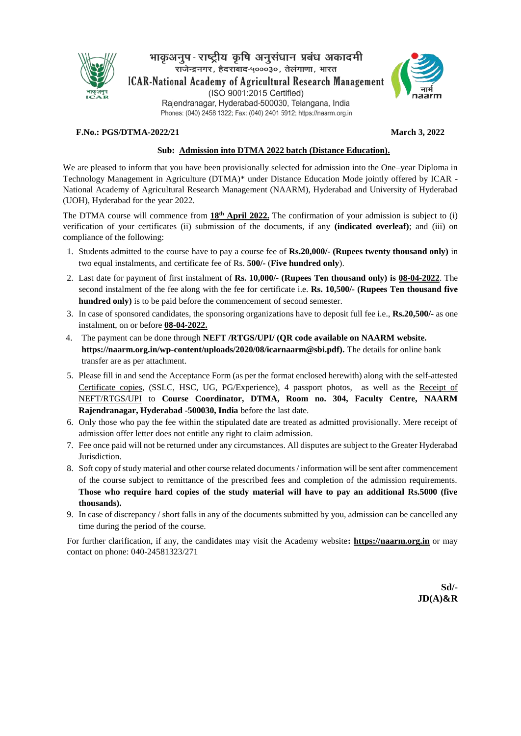भाकृअनुप - राष्ट्रीय कृषि अनुसंधान प्रबंध अकादमी
राजेन्द्रनगर, हैदराबाद-५०००३०, तेलंगाणा, भारत

**ICAR-National Academy of Agricultural Research Management**
(ISO 9001:2015 Certified)
Rajendranagar, Hyderabad-500030, Telangana, India
Phones: (040) 2458 1322; Fax: (040) 2401 5912; https://naarm.org.in

**F.No.: PGS/DTMA-2022/21** **March 3, 2022**

**Sub: Admission into DTMA 2022 batch (Distance Education).**

We are pleased to inform that you have been provisionally selected for admission into the One–year Diploma in Technology Management in Agriculture (DTMA)* under Distance Education Mode jointly offered by ICAR - National Academy of Agricultural Research Management (NAARM), Hyderabad and University of Hyderabad (UOH), Hyderabad for the year 2022.

The DTMA course will commence from **18th April 2022.** The confirmation of your admission is subject to (i) verification of your certificates (ii) submission of the documents, if any **(indicated overleaf)**; and (iii) on compliance of the following:

1. Students admitted to the course have to pay a course fee of **Rs.20,000/- (Rupees twenty thousand only)** in two equal instalments, and certificate fee of Rs. **500/-** (**Five hundred only**).
2. Last date for payment of first instalment of **Rs. 10,000/- (Rupees Ten thousand only) is 08-04-2022**. The second instalment of the fee along with the fee for certificate i.e. **Rs. 10,500/- (Rupees Ten thousand five hundred only)** is to be paid before the commencement of second semester.
3. In case of sponsored candidates, the sponsoring organizations have to deposit full fee i.e., **Rs.20,500/-** as one instalment, on or before **08-04-2022.**
4. The payment can be done through **NEFT /RTGS/UPI/ (QR code available on NAARM website. https://naarm.org.in/wp-content/uploads/2020/08/icarnaarm@sbi.pdf).** The details for online bank transfer are as per attachment.
5. Please fill in and send the Acceptance Form (as per the format enclosed herewith) along with the self-attested Certificate copies, (SSLC, HSC, UG, PG/Experience), 4 passport photos, as well as the Receipt of NEFT/RTGS/UPI to **Course Coordinator, DTMA, Room no. 304, Faculty Centre, NAARM Rajendranagar, Hyderabad -500030, India** before the last date.
6. Only those who pay the fee within the stipulated date are treated as admitted provisionally. Mere receipt of admission offer letter does not entitle any right to claim admission.
7. Fee once paid will not be returned under any circumstances. All disputes are subject to the Greater Hyderabad Jurisdiction.
8. Soft copy of study material and other course related documents / information will be sent after commencement of the course subject to remittance of the prescribed fees and completion of the admission requirements. **Those who require hard copies of the study material will have to pay an additional Rs.5000 (five thousands).**
9. In case of discrepancy / short falls in any of the documents submitted by you, admission can be cancelled any time during the period of the course.

For further clarification, if any, the candidates may visit the Academy website**: https://naarm.org.in** or may contact on phone: 040-24581323/271

**Sd/-**
**JD(A)&R**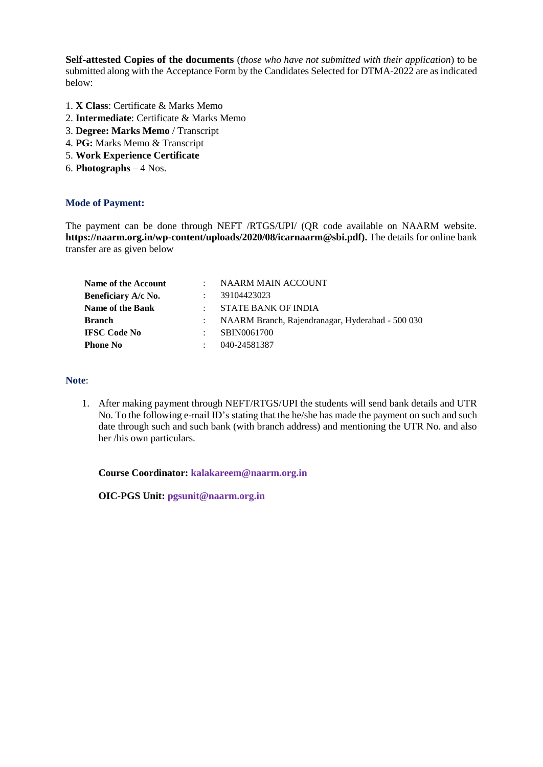**Self-attested Copies of the documents** (*those who have not submitted with their application*) to be submitted along with the Acceptance Form by the Candidates Selected for DTMA-2022 are as indicated below:

1. **X Class**: Certificate & Marks Memo
2. **Intermediate**: Certificate & Marks Memo
3. **Degree: Marks Memo** / Transcript
4. **PG:** Marks Memo & Transcript
5. **Work Experience Certificate**
6. **Photographs** – 4 Nos.

### Mode of Payment:

The payment can be done through NEFT /RTGS/UPI/ (QR code available on NAARM website. **https://naarm.org.in/wp-content/uploads/2020/08/icarnaarm@sbi.pdf).** The details for online bank transfer are as given below

| | | |
|---|---|---|
| **Name of the Account** | : | NAARM MAIN ACCOUNT |
| **Beneficiary A/c No.** | : | 39104423023 |
| **Name of the Bank** | : | STATE BANK OF INDIA |
| **Branch** | : | NAARM Branch, Rajendranagar, Hyderabad - 500 030 |
| **IFSC Code No** | : | SBIN0061700 |
| **Phone No** | : | 040-24581387 |

**Note**:

1. After making payment through NEFT/RTGS/UPI the students will send bank details and UTR No. To the following e-mail ID's stating that the he/she has made the payment on such and such date through such and such bank (with branch address) and mentioning the UTR No. and also her /his own particulars.

   **Course Coordinator: kalakareem@naarm.org.in**

   **OIC-PGS Unit: pgsunit@naarm.org.in**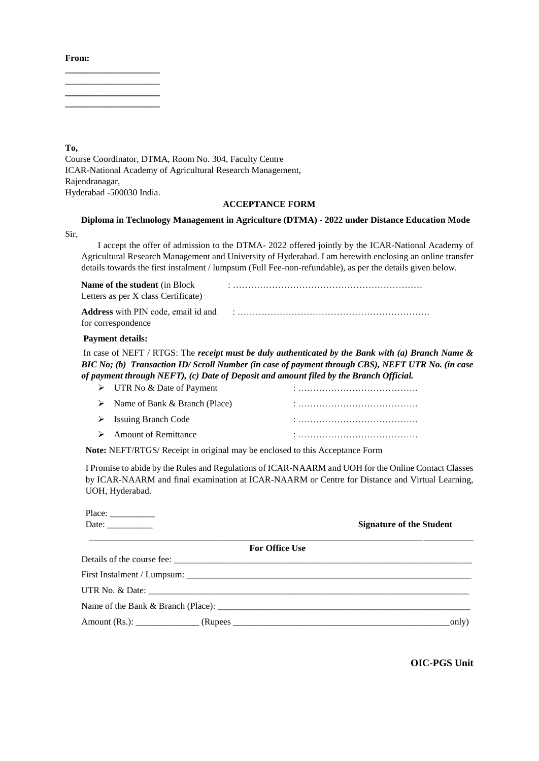**From:**

\_\_\_\_\_\_\_\_\_\_\_\_\_\_\_\_\_\_\_\_

\_\_\_\_\_\_\_\_\_\_\_\_\_\_\_\_\_\_\_\_

\_\_\_\_\_\_\_\_\_\_\_\_\_\_\_\_\_\_\_\_

\_\_\_\_\_\_\_\_\_\_\_\_\_\_\_\_\_\_\_\_

**To,**

Course Coordinator, DTMA, Room No. 304, Faculty Centre
ICAR-National Academy of Agricultural Research Management,
Rajendranagar,
Hyderabad -500030 India.

**ACCEPTANCE FORM**

**Diploma in Technology Management in Agriculture (DTMA) - 2022 under Distance Education Mode**

Sir,

I accept the offer of admission to the DTMA- 2022 offered jointly by the ICAR-National Academy of Agricultural Research Management and University of Hyderabad. I am herewith enclosing an online transfer details towards the first instalment / lumpsum (Full Fee-non-refundable), as per the details given below.

**Name of the student** (in Block Letters as per X class Certificate) : ……………………………………………………….

**Address** with PIN code, email id and for correspondence : ……………………………………………………….

**Payment details:**

In case of NEFT / RTGS: The ***receipt must be duly authenticated by the Bank with (a) Branch Name & BIC No; (b) Transaction ID/ Scroll Number (in case of payment through CBS), NEFT UTR No. (in case of payment through NEFT), (c) Date of Deposit and amount filed by the Branch Official.***

- UTR No & Date of Payment : ………………………………….
- Name of Bank & Branch (Place) : ………………………………….
- Issuing Branch Code : ………………………………….
- Amount of Remittance : ………………………………….

**Note:** NEFT/RTGS/ Receipt in original may be enclosed to this Acceptance Form

I Promise to abide by the Rules and Regulations of ICAR-NAARM and UOH for the Online Contact Classes by ICAR-NAARM and final examination at ICAR-NAARM or Centre for Distance and Virtual Learning, UOH, Hyderabad.

Place: \_\_\_\_\_\_\_\_\_\_

Date: \_\_\_\_\_\_\_\_\_\_ **Signature of the Student**

---

**For Office Use**

Details of the course fee: \_\_\_\_\_\_\_\_\_\_\_\_\_\_\_\_\_\_\_\_\_\_\_\_\_\_\_\_\_\_\_\_\_\_\_\_\_\_\_\_\_\_\_\_\_\_\_\_\_\_

First Instalment / Lumpsum: \_\_\_\_\_\_\_\_\_\_\_\_\_\_\_\_\_\_\_\_\_\_\_\_\_\_\_\_\_\_\_\_\_\_\_\_\_\_\_\_\_\_\_\_\_\_\_\_

UTR No. & Date: \_\_\_\_\_\_\_\_\_\_\_\_\_\_\_\_\_\_\_\_\_\_\_\_\_\_\_\_\_\_\_\_\_\_\_\_\_\_\_\_\_\_\_\_\_\_\_\_\_\_\_\_\_\_\_\_

Name of the Bank & Branch (Place): \_\_\_\_\_\_\_\_\_\_\_\_\_\_\_\_\_\_\_\_\_\_\_\_\_\_\_\_\_\_\_\_\_\_\_\_\_\_\_\_\_\_

Amount (Rs.): \_\_\_\_\_\_\_\_\_\_\_\_\_\_ (Rupees \_\_\_\_\_\_\_\_\_\_\_\_\_\_\_\_\_\_\_\_\_\_\_\_\_\_\_\_\_\_\_\_\_\_\_\_only)

**OIC-PGS Unit**